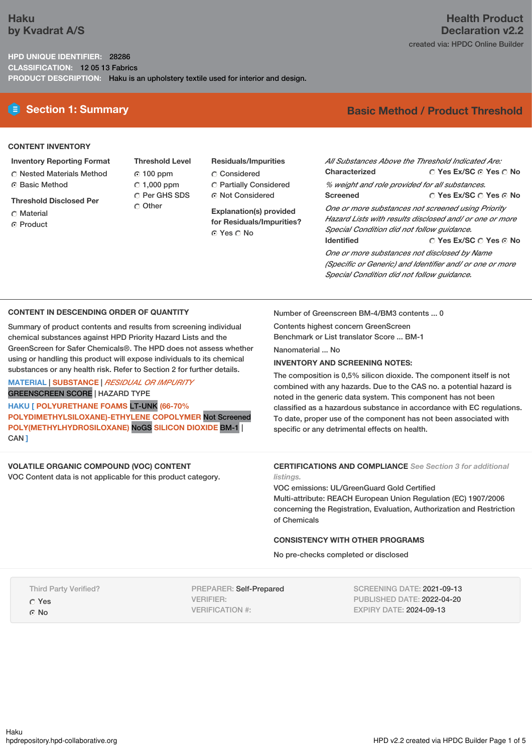# Haku
by Kvadrat A/S

**Health Product Declaration v2.2**

created via: HPDC Online Builder

**HPD UNIQUE IDENTIFIER:** 28286
**CLASSIFICATION:** 12 05 13 Fabrics
**PRODUCT DESCRIPTION:** Haku is an upholstery textile used for interior and design.

## Section 1: Summary

**Basic Method / Product Threshold**

### CONTENT INVENTORY

**Inventory Reporting Format**
- ○ Nested Materials Method
- ◉ Basic Method

**Threshold Disclosed Per**
- ○ Material
- ◉ Product

**Threshold Level**
- ◉ 100 ppm
- ○ 1,000 ppm
- ○ Per GHS SDS
- ○ Other

**Residuals/Impurities**
- ○ Considered
- ○ Partially Considered
- ◉ Not Considered

**Explanation(s) provided for Residuals/Impurities?**
◉ Yes ○ No

*All Substances Above the Threshold Indicated Are:*

**Characterized** ○ Yes Ex/SC ◉ Yes ○ No
*% weight and role provided for all substances.*

**Screened** ○ Yes Ex/SC ○ Yes ◉ No
*One or more substances not screened using Priority Hazard Lists with results disclosed and/ or one or more Special Condition did not follow guidance.*

**Identified** ○ Yes Ex/SC ○ Yes ◉ No
*One or more substances not disclosed by Name (Specific or Generic) and Identifier and/ or one or more Special Condition did not follow guidance.*

### CONTENT IN DESCENDING ORDER OF QUANTITY

Summary of product contents and results from screening individual chemical substances against HPD Priority Hazard Lists and the GreenScreen for Safer Chemicals®. The HPD does not assess whether using or handling this product will expose individuals to its chemical substances or any health risk. Refer to Section 2 for further details.

MATERIAL | SUBSTANCE | *RESIDUAL OR IMPURITY*
GREENSCREEN SCORE | HAZARD TYPE

**HAKU [ POLYURETHANE FOAMS** LT-UNK **(66-70% POLYDIMETHYLSILOXANE)-ETHYLENE COPOLYMER** Not Screened **POLY(METHYLHYDROSILOXANE)** NoGS **SILICON DIOXIDE** BM-1 | CAN **]**

Number of Greenscreen BM-4/BM3 contents ... 0

Contents highest concern GreenScreen Benchmark or List translator Score ... BM-1

Nanomaterial ... No

**INVENTORY AND SCREENING NOTES:**

The composition is 0,5% silicon dioxide. The component itself is not combined with any hazards. Due to the CAS no. a potential hazard is noted in the generic data system. This component has not been classified as a hazardous substance in accordance with EC regulations. To date, proper use of the component has not been associated with specific or any detrimental effects on health.

### VOLATILE ORGANIC COMPOUND (VOC) CONTENT

VOC Content data is not applicable for this product category.

### CERTIFICATIONS AND COMPLIANCE *See Section 3 for additional listings.*

VOC emissions: UL/GreenGuard Gold Certified
Multi-attribute: REACH European Union Regulation (EC) 1907/2006 concerning the Registration, Evaluation, Authorization and Restriction of Chemicals

### CONSISTENCY WITH OTHER PROGRAMS

No pre-checks completed or disclosed

Third Party Verified?
- ○ Yes
- ◉ No

PREPARER: Self-Prepared
VERIFIER:
VERIFICATION #:

SCREENING DATE: 2021-09-13
PUBLISHED DATE: 2022-04-20
EXPIRY DATE: 2024-09-13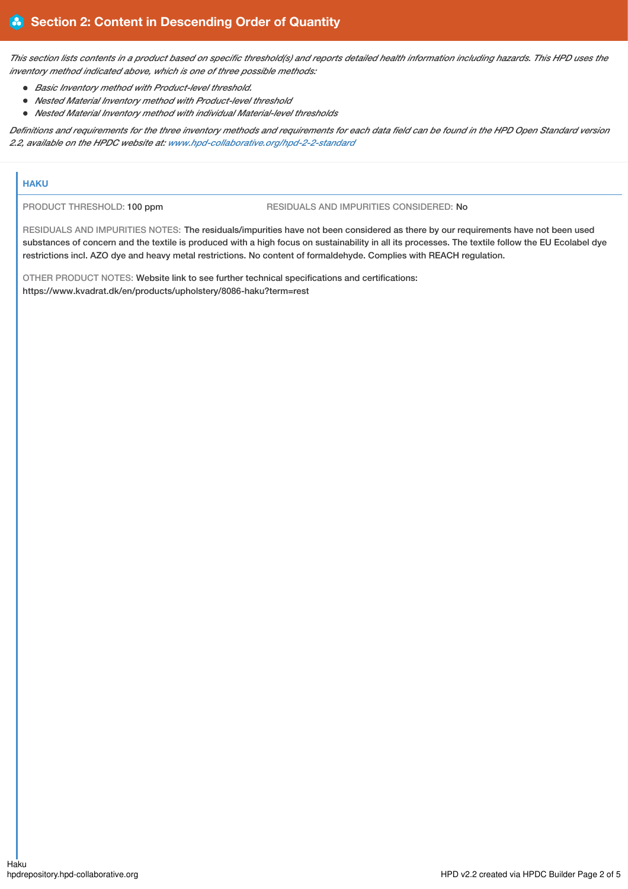## Section 2: Content in Descending Order of Quantity

*This section lists contents in a product based on specific threshold(s) and reports detailed health information including hazards. This HPD uses the inventory method indicated above, which is one of three possible methods:*

- *Basic Inventory method with Product-level threshold.*
- *Nested Material Inventory method with Product-level threshold*
- *Nested Material Inventory method with individual Material-level thresholds*

*Definitions and requirements for the three inventory methods and requirements for each data field can be found in the HPD Open Standard version 2.2, available on the HPDC website at: www.hpd-collaborative.org/hpd-2-2-standard*

### HAKU

PRODUCT THRESHOLD: 100 ppm

RESIDUALS AND IMPURITIES CONSIDERED: No

RESIDUALS AND IMPURITIES NOTES: The residuals/impurities have not been considered as there by our requirements have not been used substances of concern and the textile is produced with a high focus on sustainability in all its processes. The textile follow the EU Ecolabel dye restrictions incl. AZO dye and heavy metal restrictions. No content of formaldehyde. Complies with REACH regulation.

OTHER PRODUCT NOTES: Website link to see further technical specifications and certifications: https://www.kvadrat.dk/en/products/upholstery/8086-haku?term=rest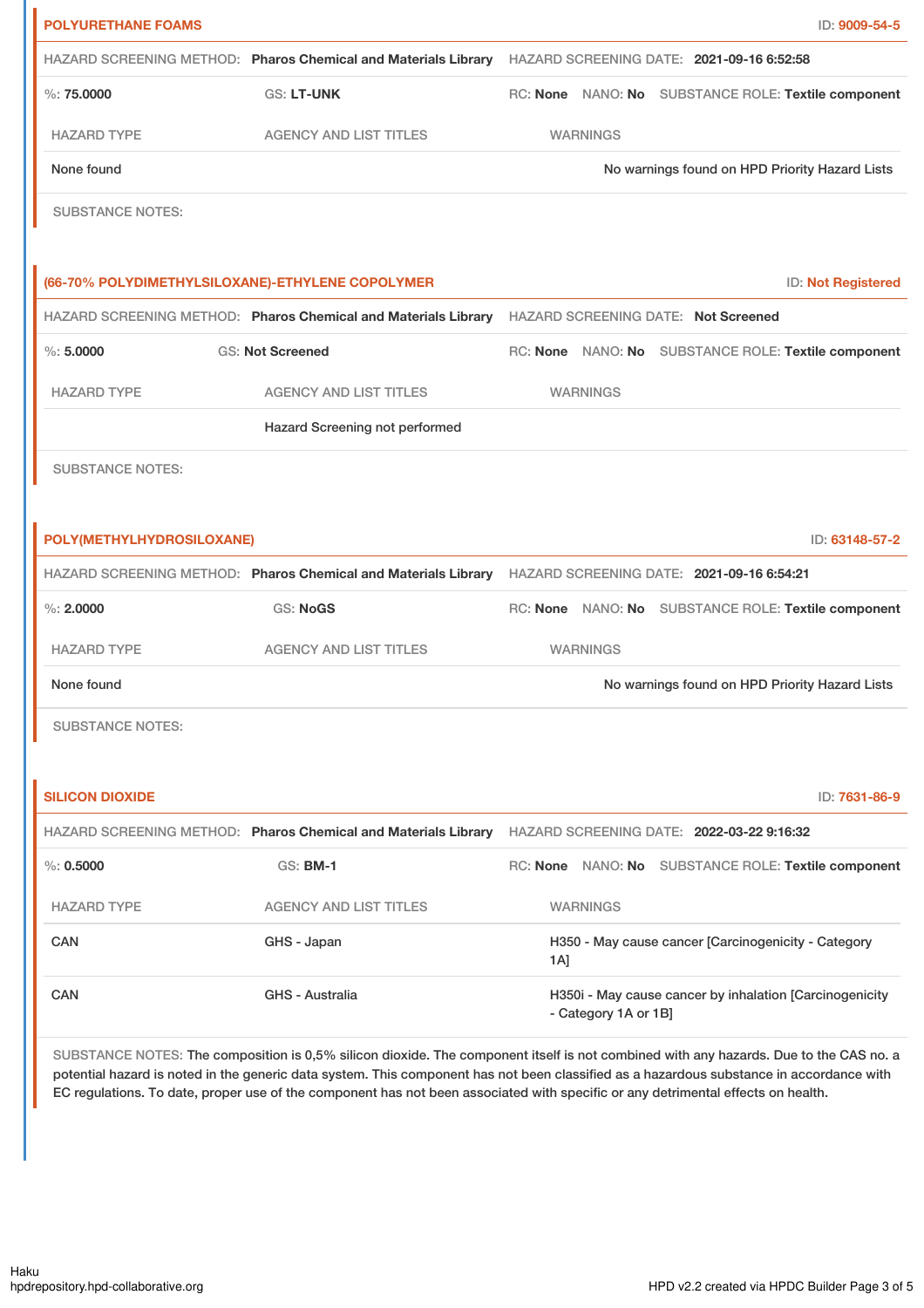## POLYURETHANE FOAMS

ID: 9009-54-5

HAZARD SCREENING METHOD: **Pharos Chemical and Materials Library** HAZARD SCREENING DATE: **2021-09-16 6:52:58**

%: **75.0000** GS: **LT-UNK** RC: **None** NANO: **No** SUBSTANCE ROLE: **Textile component**

| HAZARD TYPE | AGENCY AND LIST TITLES | WARNINGS |
| --- | --- | --- |
| None found | | No warnings found on HPD Priority Hazard Lists |

SUBSTANCE NOTES:

## (66-70% POLYDIMETHYLSILOXANE)-ETHYLENE COPOLYMER

ID: Not Registered

HAZARD SCREENING METHOD: **Pharos Chemical and Materials Library** HAZARD SCREENING DATE: **Not Screened**

%: **5.0000** GS: **Not Screened** RC: **None** NANO: **No** SUBSTANCE ROLE: **Textile component**

| HAZARD TYPE | AGENCY AND LIST TITLES | WARNINGS |
| --- | --- | --- |
| | Hazard Screening not performed | |

SUBSTANCE NOTES:

## POLY(METHYLHYDROSILOXANE)

ID: 63148-57-2

HAZARD SCREENING METHOD: **Pharos Chemical and Materials Library** HAZARD SCREENING DATE: **2021-09-16 6:54:21**

%: **2.0000** GS: **NoGS** RC: **None** NANO: **No** SUBSTANCE ROLE: **Textile component**

| HAZARD TYPE | AGENCY AND LIST TITLES | WARNINGS |
| --- | --- | --- |
| None found | | No warnings found on HPD Priority Hazard Lists |

SUBSTANCE NOTES:

## SILICON DIOXIDE

ID: 7631-86-9

HAZARD SCREENING METHOD: **Pharos Chemical and Materials Library** HAZARD SCREENING DATE: **2022-03-22 9:16:32**

%: **0.5000** GS: **BM-1** RC: **None** NANO: **No** SUBSTANCE ROLE: **Textile component**

| HAZARD TYPE | AGENCY AND LIST TITLES | WARNINGS |
| --- | --- | --- |
| CAN | GHS - Japan | H350 - May cause cancer [Carcinogenicity - Category 1A] |
| CAN | GHS - Australia | H350i - May cause cancer by inhalation [Carcinogenicity - Category 1A or 1B] |

SUBSTANCE NOTES: The composition is 0,5% silicon dioxide. The component itself is not combined with any hazards. Due to the CAS no. a potential hazard is noted in the generic data system. This component has not been classified as a hazardous substance in accordance with EC regulations. To date, proper use of the component has not been associated with specific or any detrimental effects on health.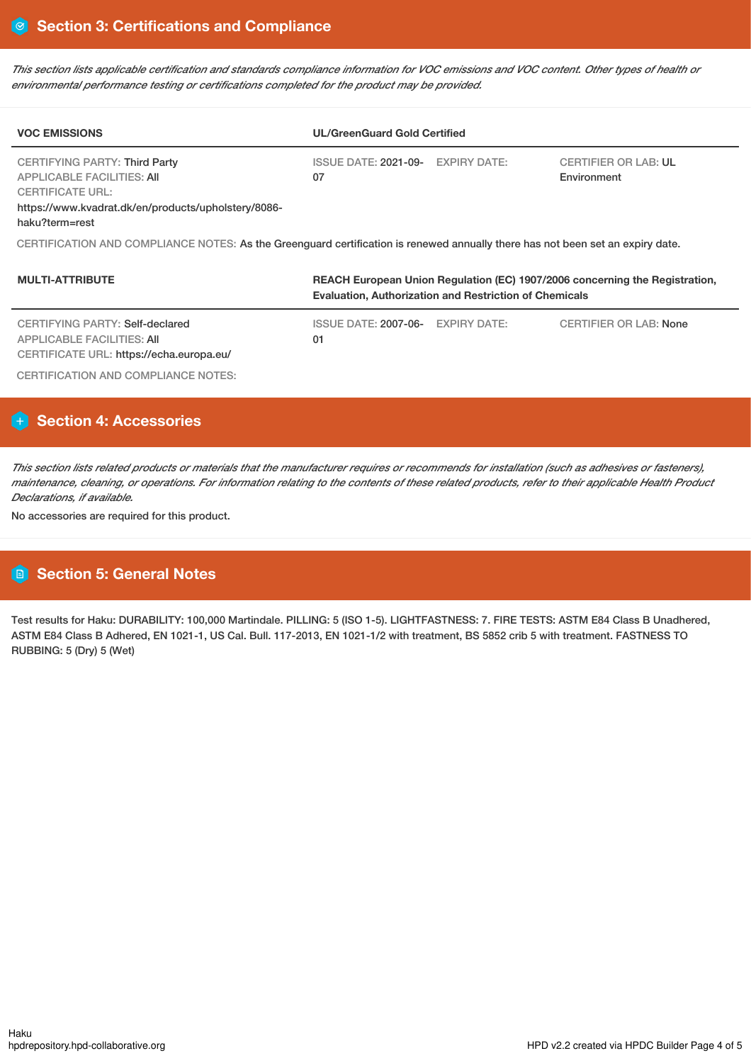## Section 3: Certifications and Compliance

*This section lists applicable certification and standards compliance information for VOC emissions and VOC content. Other types of health or environmental performance testing or certifications completed for the product may be provided.*

| VOC EMISSIONS | UL/GreenGuard Gold Certified | | |
|---|---|---|---|
| CERTIFYING PARTY: Third Party<br>APPLICABLE FACILITIES: All<br>CERTIFICATE URL: https://www.kvadrat.dk/en/products/upholstery/8086-haku?term=rest | ISSUE DATE: 2021-09-07 | EXPIRY DATE: | CERTIFIER OR LAB: UL Environment |

CERTIFICATION AND COMPLIANCE NOTES: As the Greenguard certification is renewed annually there has not been set an expiry date.

| MULTI-ATTRIBUTE | REACH European Union Regulation (EC) 1907/2006 concerning the Registration, Evaluation, Authorization and Restriction of Chemicals | | |
|---|---|---|---|
| CERTIFYING PARTY: Self-declared<br>APPLICABLE FACILITIES: All<br>CERTIFICATE URL: https://echa.europa.eu/ | ISSUE DATE: 2007-06-01 | EXPIRY DATE: | CERTIFIER OR LAB: None |

CERTIFICATION AND COMPLIANCE NOTES:

## Section 4: Accessories

*This section lists related products or materials that the manufacturer requires or recommends for installation (such as adhesives or fasteners), maintenance, cleaning, or operations. For information relating to the contents of these related products, refer to their applicable Health Product Declarations, if available.*

No accessories are required for this product.

## Section 5: General Notes

Test results for Haku: DURABILITY: 100,000 Martindale. PILLING: 5 (ISO 1-5). LIGHTFASTNESS: 7. FIRE TESTS: ASTM E84 Class B Unadhered, ASTM E84 Class B Adhered, EN 1021-1, US Cal. Bull. 117-2013, EN 1021-1/2 with treatment, BS 5852 crib 5 with treatment. FASTNESS TO RUBBING: 5 (Dry) 5 (Wet)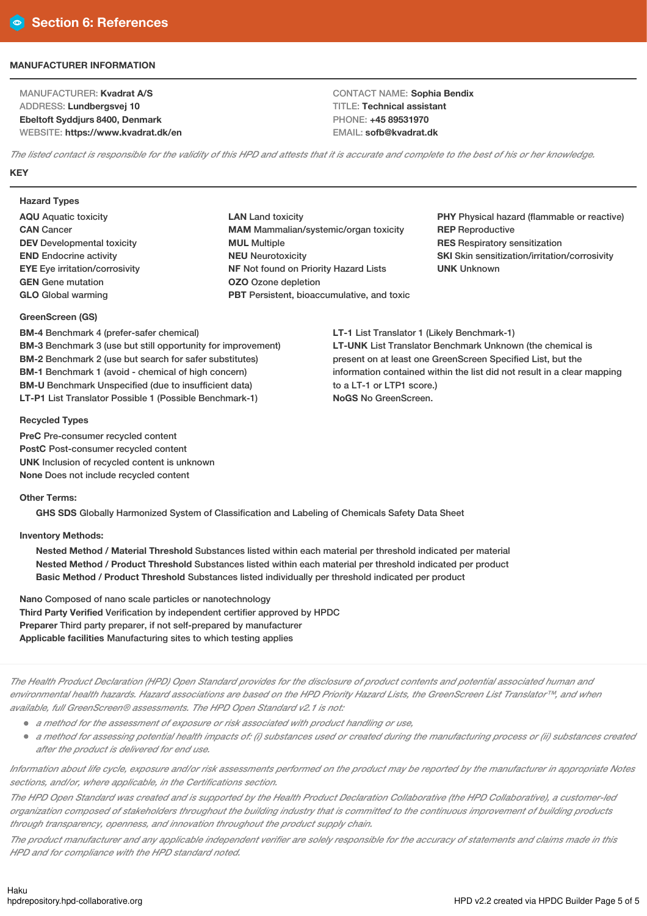# Section 6: References

## MANUFACTURER INFORMATION

MANUFACTURER: **Kvadrat A/S**
ADDRESS: **Lundbergsvej 10**
**Ebeltoft Syddjurs 8400, Denmark**
WEBSITE: **https://www.kvadrat.dk/en**

CONTACT NAME: **Sophia Bendix**
TITLE: **Technical assistant**
PHONE: **+45 89531970**
EMAIL: **sofb@kvadrat.dk**

*The listed contact is responsible for the validity of this HPD and attests that it is accurate and complete to the best of his or her knowledge.*

## KEY

### Hazard Types

**AQU** Aquatic toxicity
**CAN** Cancer
**DEV** Developmental toxicity
**END** Endocrine activity
**EYE** Eye irritation/corrosivity
**GEN** Gene mutation
**GLO** Global warming
**LAN** Land toxicity
**MAM** Mammalian/systemic/organ toxicity
**MUL** Multiple
**NEU** Neurotoxicity
**NF** Not found on Priority Hazard Lists
**OZO** Ozone depletion
**PBT** Persistent, bioaccumulative, and toxic
**PHY** Physical hazard (flammable or reactive)
**REP** Reproductive
**RES** Respiratory sensitization
**SKI** Skin sensitization/irritation/corrosivity
**UNK** Unknown

### GreenScreen (GS)

**BM-4** Benchmark 4 (prefer-safer chemical)
**BM-3** Benchmark 3 (use but still opportunity for improvement)
**BM-2** Benchmark 2 (use but search for safer substitutes)
**BM-1** Benchmark 1 (avoid - chemical of high concern)
**BM-U** Benchmark Unspecified (due to insufficient data)
**LT-P1** List Translator Possible 1 (Possible Benchmark-1)
**LT-1** List Translator 1 (Likely Benchmark-1)
**LT-UNK** List Translator Benchmark Unknown (the chemical is present on at least one GreenScreen Specified List, but the information contained within the list did not result in a clear mapping to a LT-1 or LTP1 score.)
**NoGS** No GreenScreen.

### Recycled Types

**PreC** Pre-consumer recycled content
**PostC** Post-consumer recycled content
**UNK** Inclusion of recycled content is unknown
**None** Does not include recycled content

### Other Terms:

**GHS SDS** Globally Harmonized System of Classification and Labeling of Chemicals Safety Data Sheet

### Inventory Methods:

**Nested Method / Material Threshold** Substances listed within each material per threshold indicated per material
**Nested Method / Product Threshold** Substances listed within each material per threshold indicated per product
**Basic Method / Product Threshold** Substances listed individually per threshold indicated per product

**Nano** Composed of nano scale particles or nanotechnology
**Third Party Verified** Verification by independent certifier approved by HPDC
**Preparer** Third party preparer, if not self-prepared by manufacturer
**Applicable facilities** Manufacturing sites to which testing applies

*The Health Product Declaration (HPD) Open Standard provides for the disclosure of product contents and potential associated human and environmental health hazards. Hazard associations are based on the HPD Priority Hazard Lists, the GreenScreen List Translator™, and when available, full GreenScreen® assessments. The HPD Open Standard v2.1 is not:*

- *a method for the assessment of exposure or risk associated with product handling or use,*
- *a method for assessing potential health impacts of: (i) substances used or created during the manufacturing process or (ii) substances created after the product is delivered for end use.*

*Information about life cycle, exposure and/or risk assessments performed on the product may be reported by the manufacturer in appropriate Notes sections, and/or, where applicable, in the Certifications section.*

*The HPD Open Standard was created and is supported by the Health Product Declaration Collaborative (the HPD Collaborative), a customer-led organization composed of stakeholders throughout the building industry that is committed to the continuous improvement of building products through transparency, openness, and innovation throughout the product supply chain.*

*The product manufacturer and any applicable independent verifier are solely responsible for the accuracy of statements and claims made in this HPD and for compliance with the HPD standard noted.*